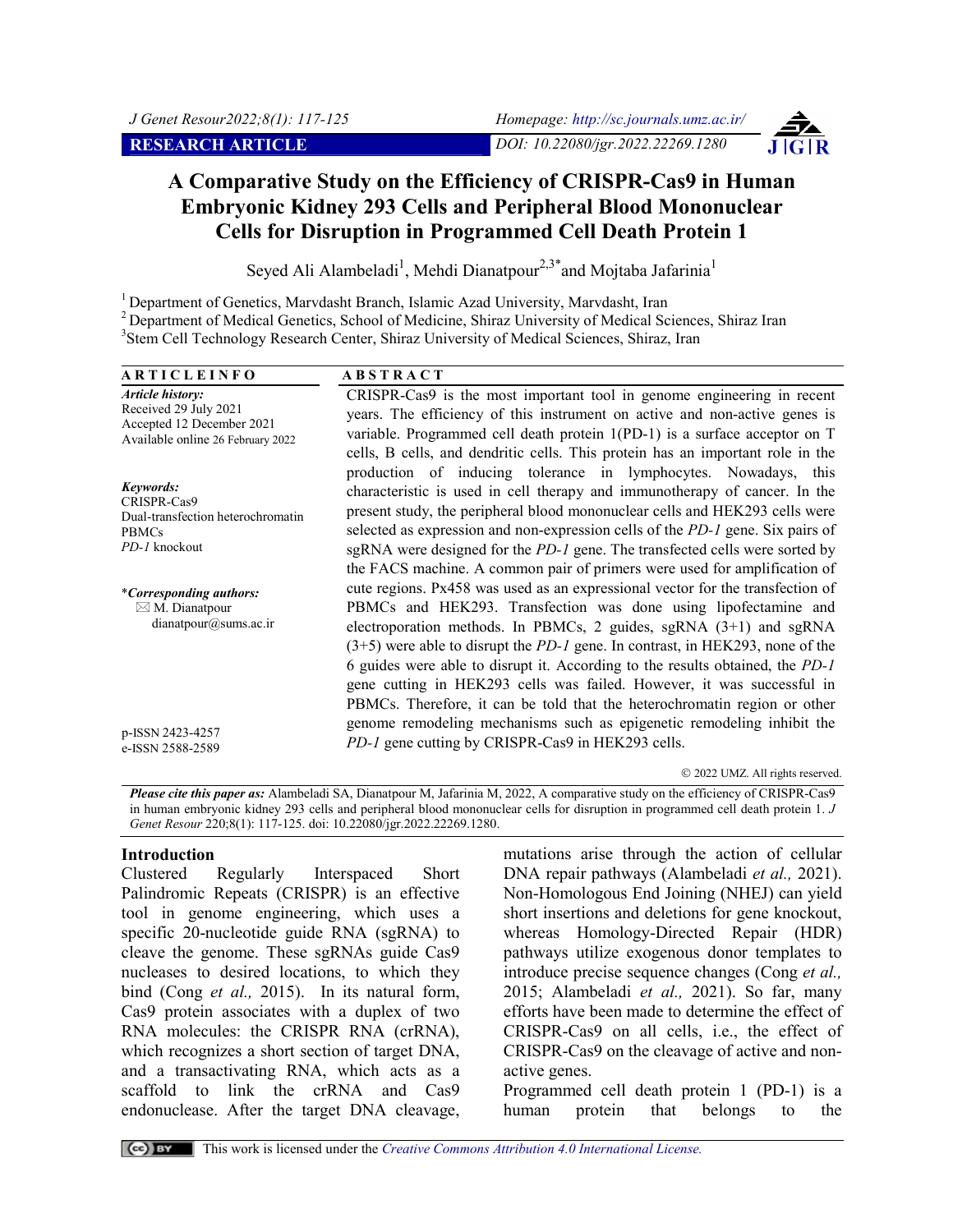RESEARCH ARTICLE

DOI: 10.22080/jgr.2022.22269.1280

# A Comparative Study on the Efficiency of CRISPR-Cas9 in Human Embryonic Kidney 293 Cells and Peripheral Blood Mononuclear Cells for Disruption in Programmed Cell Death Protein 1

Seyed Ali Alambeladi[1], Mehdi Dianatpour[2,3*] and Mojtaba Jafarinia[1]

[1] Department of Genetics, Marvdasht Branch, Islamic Azad University, Marvdasht, Iran
[2] Department of Medical Genetics, School of Medicine, Shiraz University of Medical Sciences, Shiraz Iran
[3] Stem Cell Technology Research Center, Shiraz University of Medical Sciences, Shiraz, Iran

**ARTICLE INFO**

*Article history:*
Received 29 July 2021
Accepted 12 December 2021
Available online 26 February 2022

*Keywords:*
CRISPR-Cas9
Dual-transfection heterochromatin
PBMCs
*PD-1* knockout

***Corresponding authors:***
M. Dianatpour
dianatpour@sums.ac.ir

p-ISSN 2423-4257
e-ISSN 2588-2589

**ABSTRACT**

CRISPR-Cas9 is the most important tool in genome engineering in recent years. The efficiency of this instrument on active and non-active genes is variable. Programmed cell death protein 1(PD-1) is a surface acceptor on T cells, B cells, and dendritic cells. This protein has an important role in the production of inducing tolerance in lymphocytes. Nowadays, this characteristic is used in cell therapy and immunotherapy of cancer. In the present study, the peripheral blood mononuclear cells and HEK293 cells were selected as expression and non-expression cells of the *PD-1* gene. Six pairs of sgRNA were designed for the *PD-1* gene. The transfected cells were sorted by the FACS machine. A common pair of primers were used for amplification of cute regions. Px458 was used as an expressional vector for the transfection of PBMCs and HEK293. Transfection was done using lipofectamine and electroporation methods. In PBMCs, 2 guides, sgRNA (3+1) and sgRNA (3+5) were able to disrupt the *PD-1* gene. In contrast, in HEK293, none of the 6 guides were able to disrupt it. According to the results obtained, the *PD-1* gene cutting in HEK293 cells was failed. However, it was successful in PBMCs. Therefore, it can be told that the heterochromatin region or other genome remodeling mechanisms such as epigenetic remodeling inhibit the *PD-1* gene cutting by CRISPR-Cas9 in HEK293 cells.

© 2022 UMZ. All rights reserved.

***Please cite this paper as:*** Alambeladi SA, Dianatpour M, Jafarinia M, 2022, A comparative study on the efficiency of CRISPR-Cas9 in human embryonic kidney 293 cells and peripheral blood mononuclear cells for disruption in programmed cell death protein 1. *J Genet Resour* 220;8(1): 117-125. doi: 10.22080/jgr.2022.22269.1280.

## Introduction

Clustered Regularly Interspaced Short Palindromic Repeats (CRISPR) is an effective tool in genome engineering, which uses a specific 20-nucleotide guide RNA (sgRNA) to cleave the genome. These sgRNAs guide Cas9 nucleases to desired locations, to which they bind (Cong *et al.,* 2015). In its natural form, Cas9 protein associates with a duplex of two RNA molecules: the CRISPR RNA (crRNA), which recognizes a short section of target DNA, and a transactivating RNA, which acts as a scaffold to link the crRNA and Cas9 endonuclease. After the target DNA cleavage, mutations arise through the action of cellular DNA repair pathways (Alambeladi *et al.,* 2021). Non-Homologous End Joining (NHEJ) can yield short insertions and deletions for gene knockout, whereas Homology-Directed Repair (HDR) pathways utilize exogenous donor templates to introduce precise sequence changes (Cong *et al.,* 2015; Alambeladi *et al.,* 2021). So far, many efforts have been made to determine the effect of CRISPR-Cas9 on all cells, i.e., the effect of CRISPR-Cas9 on the cleavage of active and non-active genes.

Programmed cell death protein 1 (PD-1) is a human protein that belongs to the

This work is licensed under the *Creative Commons Attribution 4.0 International License.*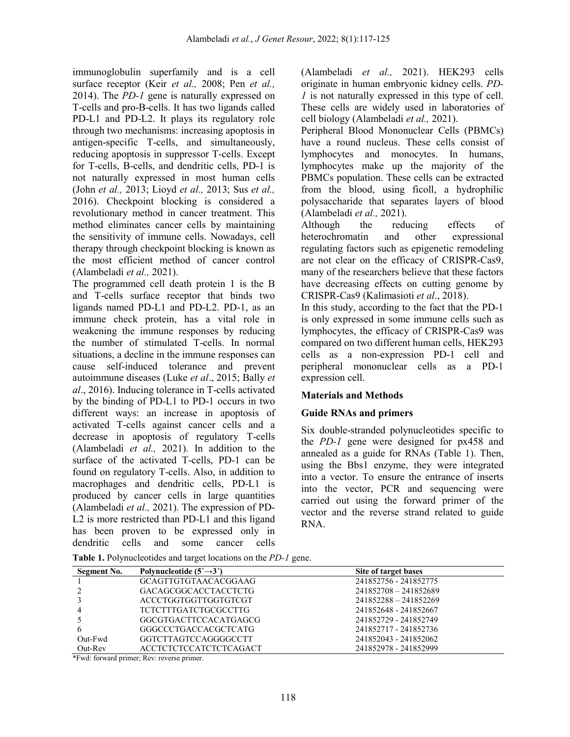immunoglobulin superfamily and is a cell surface receptor (Keir *et al.,* 2008; Pen *et al.,* 2014). The *PD-1* gene is naturally expressed on T-cells and pro-B-cells. It has two ligands called PD-L1 and PD-L2. It plays its regulatory role through two mechanisms: increasing apoptosis in antigen-specific T-cells, and simultaneously, reducing apoptosis in suppressor T-cells. Except for T-cells, B-cells, and dendritic cells, PD-1 is not naturally expressed in most human cells (John *et al.,* 2013; Lioyd *et al.,* 2013; Sus *et al.,* 2016). Checkpoint blocking is considered a revolutionary method in cancer treatment. This method eliminates cancer cells by maintaining the sensitivity of immune cells. Nowadays, cell therapy through checkpoint blocking is known as the most efficient method of cancer control (Alambeladi *et al.,* 2021).

The programmed cell death protein 1 is the B and T-cells surface receptor that binds two ligands named PD-L1 and PD-L2. PD-1, as an immune check protein, has a vital role in weakening the immune responses by reducing the number of stimulated T-cells. In normal situations, a decline in the immune responses can cause self-induced tolerance and prevent autoimmune diseases (Luke *et al*., 2015; Bally *et al*., 2016). Inducing tolerance in T-cells activated by the binding of PD-L1 to PD-1 occurs in two different ways: an increase in apoptosis of activated T-cells against cancer cells and a decrease in apoptosis of regulatory T-cells (Alambeladi *et al.,* 2021). In addition to the surface of the activated T-cells, PD-1 can be found on regulatory T-cells. Also, in addition to macrophages and dendritic cells, PD-L1 is produced by cancer cells in large quantities (Alambeladi *et al.,* 2021). The expression of PD-L2 is more restricted than PD-L1 and this ligand has been proven to be expressed only in dendritic cells and some cancer cells (Alambeladi *et al.,* 2021). HEK293 cells originate in human embryonic kidney cells. *PD-1* is not naturally expressed in this type of cell. These cells are widely used in laboratories of cell biology (Alambeladi *et al.,* 2021).

Peripheral Blood Mononuclear Cells (PBMCs) have a round nucleus. These cells consist of lymphocytes and monocytes. In humans, lymphocytes make up the majority of the PBMCs population. These cells can be extracted from the blood, using ficoll, a hydrophilic polysaccharide that separates layers of blood (Alambeladi *et al.,* 2021).

Although the reducing effects of heterochromatin and other expressional regulating factors such as epigenetic remodeling are not clear on the efficacy of CRISPR-Cas9, many of the researchers believe that these factors have decreasing effects on cutting genome by CRISPR-Cas9 (Kalimasioti *et al*., 2018).

In this study, according to the fact that the PD-1 is only expressed in some immune cells such as lymphocytes, the efficacy of CRISPR-Cas9 was compared on two different human cells, HEK293 cells as a non-expression PD-1 cell and peripheral mononuclear cells as a PD-1 expression cell.

## Materials and Methods

### Guide RNAs and primers

Six double-stranded polynucleotides specific to the *PD-1* gene were designed for px458 and annealed as a guide for RNAs (Table 1). Then, using the Bbs1 enzyme, they were integrated into a vector. To ensure the entrance of inserts into the vector, PCR and sequencing were carried out using the forward primer of the vector and the reverse strand related to guide RNA.

**Table 1.** Polynucleotides and target locations on the *PD-1* gene.

| Segment No. | Polynucleotide (5′→3′) | Site of target bases |
|---|---|---|
| 1 | GCAGTTGTGTAACACGGAAG | 241852756 - 241852775 |
| 2 | GACAGCGGCACCTACCTCTG | 241852708 – 241852689 |
| 3 | ACCCTGGTGGTTGGTGTCGT | 241852288 – 241852269 |
| 4 | TCTCTTTGATCTGCGCCTTG | 241852648 - 241852667 |
| 5 | GGCGTGACTTCCACATGAGCG | 241852729 - 241852749 |
| 6 | GGGCCCTGACCACGCTCATG | 241852717 - 241852736 |
| Out-Fwd | GGTCTTAGTCCAGGGGCCTT | 241852043 - 241852062 |
| Out-Rev | ACCTCTCTCCATCTCTCAGACT | 241852978 - 241852999 |

*Fwd: forward primer; Rev: reverse primer.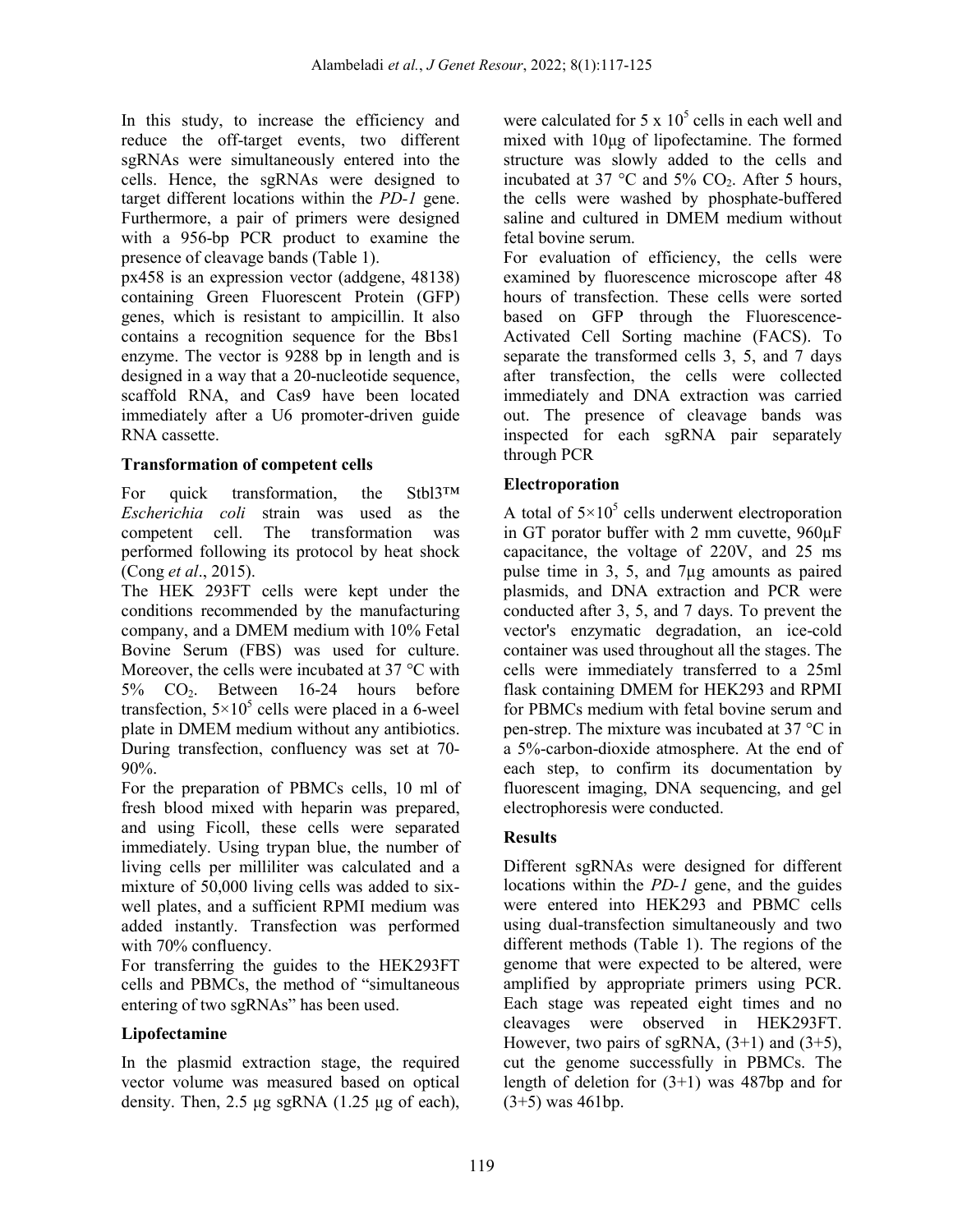In this study, to increase the efficiency and reduce the off-target events, two different sgRNAs were simultaneously entered into the cells. Hence, the sgRNAs were designed to target different locations within the *PD-1* gene. Furthermore, a pair of primers were designed with a 956-bp PCR product to examine the presence of cleavage bands (Table 1).

px458 is an expression vector (addgene, 48138) containing Green Fluorescent Protein (GFP) genes, which is resistant to ampicillin. It also contains a recognition sequence for the Bbs1 enzyme. The vector is 9288 bp in length and is designed in a way that a 20-nucleotide sequence, scaffold RNA, and Cas9 have been located immediately after a U6 promoter-driven guide RNA cassette.

### Transformation of competent cells

For quick transformation, the Stbl3™ *Escherichia coli* strain was used as the competent cell. The transformation was performed following its protocol by heat shock (Cong *et al*., 2015).

The HEK 293FT cells were kept under the conditions recommended by the manufacturing company, and a DMEM medium with 10% Fetal Bovine Serum (FBS) was used for culture. Moreover, the cells were incubated at 37 °C with 5% $CO_2$. Between 16-24 hours before transfection, $5×10^5$ cells were placed in a 6-weel plate in DMEM medium without any antibiotics. During transfection, confluency was set at 70-90%.

For the preparation of PBMCs cells, 10 ml of fresh blood mixed with heparin was prepared, and using Ficoll, these cells were separated immediately. Using trypan blue, the number of living cells per milliliter was calculated and a mixture of 50,000 living cells was added to six-well plates, and a sufficient RPMI medium was added instantly. Transfection was performed with 70% confluency.

For transferring the guides to the HEK293FT cells and PBMCs, the method of "simultaneous entering of two sgRNAs" has been used.

### Lipofectamine

In the plasmid extraction stage, the required vector volume was measured based on optical density. Then, 2.5 µg sgRNA (1.25 µg of each), were calculated for $5 \times 10^5$ cells in each well and mixed with 10µg of lipofectamine. The formed structure was slowly added to the cells and incubated at 37 °C and 5% $CO_2$. After 5 hours, the cells were washed by phosphate-buffered saline and cultured in DMEM medium without fetal bovine serum.

For evaluation of efficiency, the cells were examined by fluorescence microscope after 48 hours of transfection. These cells were sorted based on GFP through the Fluorescence-Activated Cell Sorting machine (FACS). To separate the transformed cells 3, 5, and 7 days after transfection, the cells were collected immediately and DNA extraction was carried out. The presence of cleavage bands was inspected for each sgRNA pair separately through PCR

### Electroporation

A total of $5×10^5$ cells underwent electroporation in GT porator buffer with 2 mm cuvette, 960µF capacitance, the voltage of 220V, and 25 ms pulse time in 3, 5, and 7µg amounts as paired plasmids, and DNA extraction and PCR were conducted after 3, 5, and 7 days. To prevent the vector's enzymatic degradation, an ice-cold container was used throughout all the stages. The cells were immediately transferred to a 25ml flask containing DMEM for HEK293 and RPMI for PBMCs medium with fetal bovine serum and pen-strep. The mixture was incubated at 37 °C in a 5%-carbon-dioxide atmosphere. At the end of each step, to confirm its documentation by fluorescent imaging, DNA sequencing, and gel electrophoresis were conducted.

## Results

Different sgRNAs were designed for different locations within the *PD-1* gene, and the guides were entered into HEK293 and PBMC cells using dual-transfection simultaneously and two different methods (Table 1). The regions of the genome that were expected to be altered, were amplified by appropriate primers using PCR. Each stage was repeated eight times and no cleavages were observed in HEK293FT. However, two pairs of sgRNA, (3+1) and (3+5), cut the genome successfully in PBMCs. The length of deletion for (3+1) was 487bp and for (3+5) was 461bp.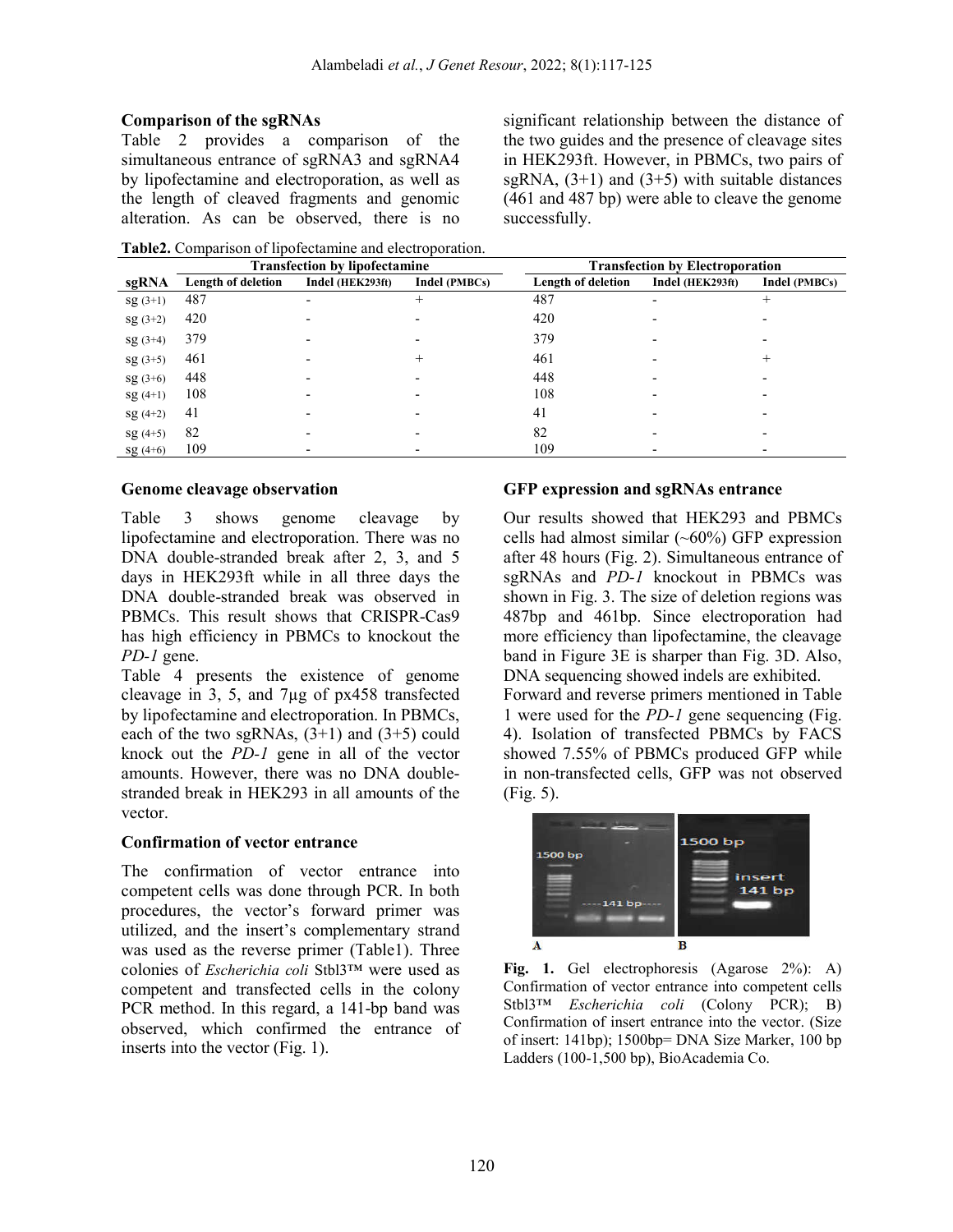### Comparison of the sgRNAs

Table 2 provides a comparison of the simultaneous entrance of sgRNA3 and sgRNA4 by lipofectamine and electroporation, as well as the length of cleaved fragments and genomic alteration. As can be observed, there is no significant relationship between the distance of the two guides and the presence of cleavage sites in HEK293ft. However, in PBMCs, two pairs of sgRNA, (3+1) and (3+5) with suitable distances (461 and 487 bp) were able to cleave the genome successfully.

**Table2.** Comparison of lipofectamine and electroporation.

| | Transfection by lipofectamine | | | Transfection by Electroporation | | |
|---|---|---|---|---|---|---|
| **sgRNA** | **Length of deletion** | **Indel (HEK293ft)** | **Indel (PMBCs)** | **Length of deletion** | **Indel (HEK293ft)** | **Indel (PMBCs)** |
| sg (3+1) | 487 | - | + | 487 | - | + |
| sg (3+2) | 420 | - | - | 420 | - | - |
| sg (3+4) | 379 | - | - | 379 | - | - |
| sg (3+5) | 461 | - | + | 461 | - | + |
| sg (3+6) | 448 | - | - | 448 | - | - |
| sg (4+1) | 108 | - | - | 108 | - | - |
| sg (4+2) | 41 | - | - | 41 | - | - |
| sg (4+5) | 82 | - | - | 82 | - | - |
| sg (4+6) | 109 | - | - | 109 | - | - |

### Genome cleavage observation

Table 3 shows genome cleavage by lipofectamine and electroporation. There was no DNA double-stranded break after 2, 3, and 5 days in HEK293ft while in all three days the DNA double-stranded break was observed in PBMCs. This result shows that CRISPR-Cas9 has high efficiency in PBMCs to knockout the *PD-1* gene.

Table 4 presents the existence of genome cleavage in 3, 5, and 7µg of px458 transfected by lipofectamine and electroporation. In PBMCs, each of the two sgRNAs, (3+1) and (3+5) could knock out the *PD-1* gene in all of the vector amounts. However, there was no DNA double-stranded break in HEK293 in all amounts of the vector.

### Confirmation of vector entrance

The confirmation of vector entrance into competent cells was done through PCR. In both procedures, the vector's forward primer was utilized, and the insert's complementary strand was used as the reverse primer (Table1). Three colonies of *Escherichia coli* Stbl3™ were used as competent and transfected cells in the colony PCR method. In this regard, a 141-bp band was observed, which confirmed the entrance of inserts into the vector (Fig. 1).

### GFP expression and sgRNAs entrance

Our results showed that HEK293 and PBMCs cells had almost similar (~60%) GFP expression after 48 hours (Fig. 2). Simultaneous entrance of sgRNAs and *PD-1* knockout in PBMCs was shown in Fig. 3. The size of deletion regions was 487bp and 461bp. Since electroporation had more efficiency than lipofectamine, the cleavage band in Figure 3E is sharper than Fig. 3D. Also, DNA sequencing showed indels are exhibited.

Forward and reverse primers mentioned in Table 1 were used for the *PD-1* gene sequencing (Fig. 4). Isolation of transfected PBMCs by FACS showed 7.55% of PBMCs produced GFP while in non-transfected cells, GFP was not observed (Fig. 5).

**Fig. 1.** Gel electrophoresis (Agarose 2%): A) Confirmation of vector entrance into competent cells Stbl3™ *Escherichia coli* (Colony PCR); B) Confirmation of insert entrance into the vector. (Size of insert: 141bp); 1500bp= DNA Size Marker, 100 bp Ladders (100-1,500 bp), BioAcademia Co.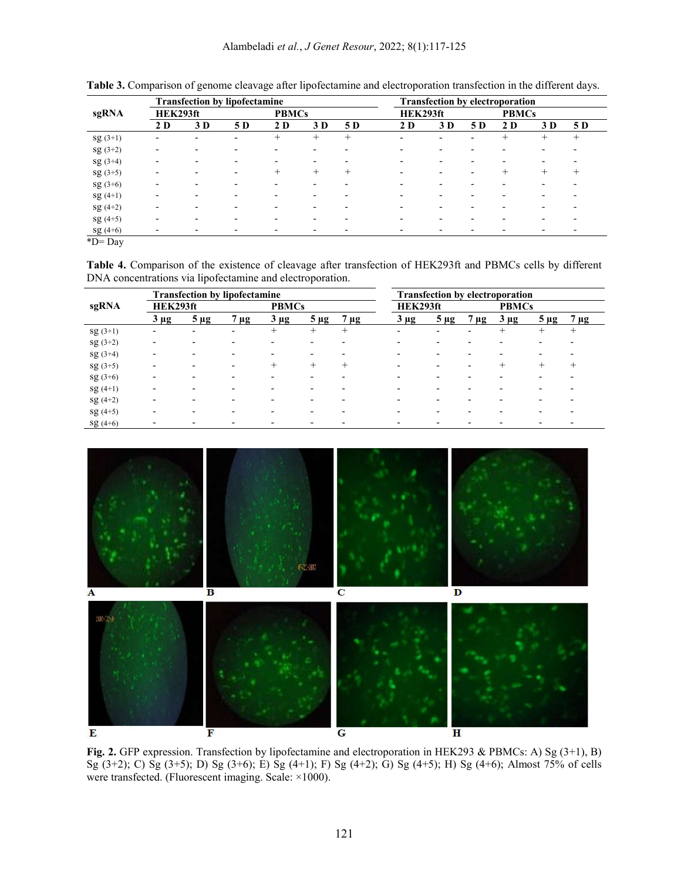**Table 3.** Comparison of genome cleavage after lipofectamine and electroporation transfection in the different days.

| sgRNA | Transfection by lipofectamine | | | | | | Transfection by electroporation | | | | | |
|---|---|---|---|---|---|---|---|---|---|---|---|---|
| | HEK293ft | | | PBMCs | | | HEK293ft | | | PBMCs | | |
| | 2 D | 3 D | 5 D | 2 D | 3 D | 5 D | 2 D | 3 D | 5 D | 2 D | 3 D | 5 D |
| sg (3+1) | - | - | - | + | + | + | - | - | - | + | + | + |
| sg (3+2) | - | - | - | - | - | - | - | - | - | - | - | - |
| sg (3+4) | - | - | - | - | - | - | - | - | - | - | - | - |
| sg (3+5) | - | - | - | + | + | + | - | - | - | + | + | + |
| sg (3+6) | - | - | - | - | - | - | - | - | - | - | - | - |
| sg (4+1) | - | - | - | - | - | - | - | - | - | - | - | - |
| sg (4+2) | - | - | - | - | - | - | - | - | - | - | - | - |
| sg (4+5) | - | - | - | - | - | - | - | - | - | - | - | - |
| sg (4+6) | - | - | - | - | - | - | - | - | - | - | - | - |

*D= Day

**Table 4.** Comparison of the existence of cleavage after transfection of HEK293ft and PBMCs cells by different DNA concentrations via lipofectamine and electroporation.

| sgRNA | Transfection by lipofectamine | | | | | | Transfection by electroporation | | | | | |
|---|---|---|---|---|---|---|---|---|---|---|---|---|
| | HEK293ft | | | PBMCs | | | HEK293ft | | | PBMCs | | |
| | 3 µg | 5 µg | 7 µg | 3 µg | 5 µg | 7 µg | 3 µg | 5 µg | 7 µg | 3 µg | 5 µg | 7 µg |
| sg (3+1) | - | - | - | + | + | + | - | - | - | + | + | + |
| sg (3+2) | - | - | - | - | - | - | - | - | - | - | - | - |
| sg (3+4) | - | - | - | - | - | - | - | - | - | - | - | - |
| sg (3+5) | - | - | - | + | + | + | - | - | - | + | + | + |
| sg (3+6) | - | - | - | - | - | - | - | - | - | - | - | - |
| sg (4+1) | - | - | - | - | - | - | - | - | - | - | - | - |
| sg (4+2) | - | - | - | - | - | - | - | - | - | - | - | - |
| sg (4+5) | - | - | - | - | - | - | - | - | - | - | - | - |
| sg (4+6) | - | - | - | - | - | - | - | - | - | - | - | - |

**Fig. 2.** GFP expression. Transfection by lipofectamine and electroporation in HEK293 & PBMCs: A) Sg (3+1), B) Sg (3+2); C) Sg (3+5); D) Sg (3+6); E) Sg (4+1); F) Sg (4+2); G) Sg (4+5); H) Sg (4+6); Almost 75% of cells were transfected. (Fluorescent imaging. Scale: ×1000).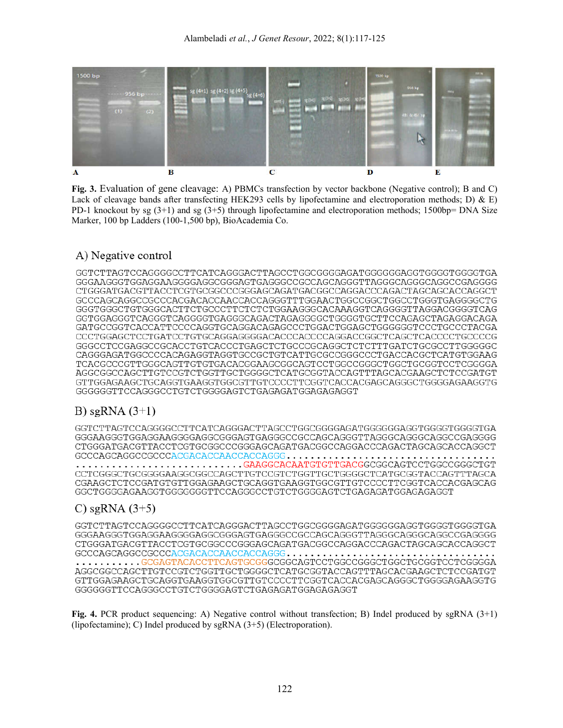Fig. 3. Evaluation of gene cleavage: A) PBMCs transfection by vector backbone (Negative control); B and C) Lack of cleavage bands after transfecting HEK293 cells by lipofectamine and electroporation methods; D) & E) PD-1 knockout by sg (3+1) and sg (3+5) through lipofectamine and electroporation methods; 1500bp= DNA Size Marker, 100 bp Ladders (100-1,500 bp), BioAcademia Co.

A) Negative control

```
GGTCTTAGTCCAGGGGCCTTCATCAGGGACTTAGCCTGGCGGGGAGATGGGGGGAGGTGGGGTGGGGTGA
GGGAAGGGTGGAGGAAGGGGAGGCGGGAGTGAGGGCCGCCAGCAGGGTTAGGGCAGGGCAGGCCGAGGGG
CTGGGATGACGTTACCTCGTGCGGCCCGGGAGCAGATGACGGCCAGGACCCAGACTAGCAGCACCAGGCT
GCCCAGCAGGCCGCCCACGACACCAACCACCAGGGTTTGGAACTGGCCGGCTGGCCTGGGTGAGGGGCTG
GGGTGGGCTGTGGGCACTTCTGCCCTTCTCTCTGGAAGGGCACAAAGGTCAGGGGTTAGGACGGGGTCAG
GGTGGAGGGTCAGGGTCAGGGGTGAGGGCAGACTAGAGGGGCTGGGGTGCTTCCAGAGCTAGAGGACAGA
GATGCCGGTCACCATTCCCCAGGTGCAGGACAGAGCCCTGGACTGGAGCTGGGGGGTCCCTGCCCTACGA
CCCTGGAGCTCCTGATCCTGTGCAGGAGGGGACACCCACCCCAGGACCGGCTCAGCTCACCCCTGCCCCG
GGGCCTCCGAGGCCGCACCTGTCACCCTGAGCTCTGCCCGCAGGCTCTCTTTGATCTGCGCCTTGGGGGC
CAGGGAGATGGCCCCACAGAGGTAGGTGCCGCTGTCATTGCGCCGGGCCCTGACCACGCTCATGTGGAAG
TCACGCCCGTTGGGCAGTTGTGTGACACGGAAGCGGCAGTCCTGGCCGGGCTGGCTGCGGTCCTCGGGGA
AGGCGGCCAGCTTGTCCGTCTGGTTGCTGGGGCTCATGCGGTACCAGTTTAGCACGAAGCTCTCCGATGT
GTTGGAGAAGCTGCAGGTGAAGGTGGCGTTGTCCCCTTCGGTCACCACGAGCAGGGCTGGGGAGAAGGTG
GGGGGGTTCCAGGGCCTGTCTGGGGAGTCTGAGAGATGGAGAGAGGT
```

B) sgRNA (3+1)

```
GGTCTTAGTCCAGGGGCCTTCATCAGGGACTTAGCCTGGCGGGGAGATGGGGGGAGGTGGGGTGGGGTGA
GGGAAGGGTGGAGGAAGGGGAGGCGGGAGTGAGGGCCGCCAGCAGGGTTAGGGCAGGGCAGGCCGAGGGG
CTGGGATGACGTTACCTCGTGCGGCCCGGGAGCAGATGACGGCCAGGACCCAGACTAGCAGCACCAGGCT
GCCCAGCAGGCCGCCCACGACACCAACCACCAGGG..................................
.............................GAAGGCACAATGTGTTGACGGCGGCAGTCCTGGCCGGGCTGT
CCTCGGGCTGCGGGGAAGGCGGCCAGCTTGTCCGTCTGGTTGCTGGGGCTCATGCGGTACCAGTTTAGCA
CGAAGCTCTCCGATGTGTTGGAGAAGCTGCAGGTGAAGGTGGCGTTGTCCCCTTCGGTCACCACGAGCAG
GGCTGGGGAGAAGGTGGGGGGGTTCCAGGGCCTGTCTGGGGAGTCTGAGAGATGGAGAGAGGT
```

C) sgRNA (3+5)

```
GGTCTTAGTCCAGGGGCCTTCATCAGGGACTTAGCCTGGCGGGGAGATGGGGGGAGGTGGGGTGGGGTGA
GGGAAGGGTGGAGGAAGGGGAGGCGGGAGTGAGGGCCGCCAGCAGGGTTAGGGCAGGGCAGGCCGAGGGG
CTGGGATGACGTTACCTCGTGCGGCCCGGGAGCAGATGACGGCCAGGACCCAGACTAGCAGCACCAGGCT
GCCCAGCAGGCCGCCCACGACACCAACCACCAGGG..................................
..........GCGAGTACACCTTCAGTGCGGGCGGCAGTCCTGGCCGGGCTGGCTGCGGTCCTCGGGGA
AGGCGGCCAGCTTGTCCGTCTGGTTGCTGGGGCTCATGCGGTACCAGTTTAGCACGAAGCTCTCCGATGT
GTTGGAGAAGCTGCAGGTGAAGGTGGCGTTGTCCCCTTCGGTCACCACGAGCAGGGCTGGGGAGAAGGTG
GGGGGGTTCCAGGGCCTGTCTGGGGAGTCTGAGAGATGGAGAGAGGT
```

Fig. 4. PCR product sequencing: A) Negative control without transfection; B) Indel produced by sgRNA (3+1) (lipofectamine); C) Indel produced by sgRNA (3+5) (Electroporation).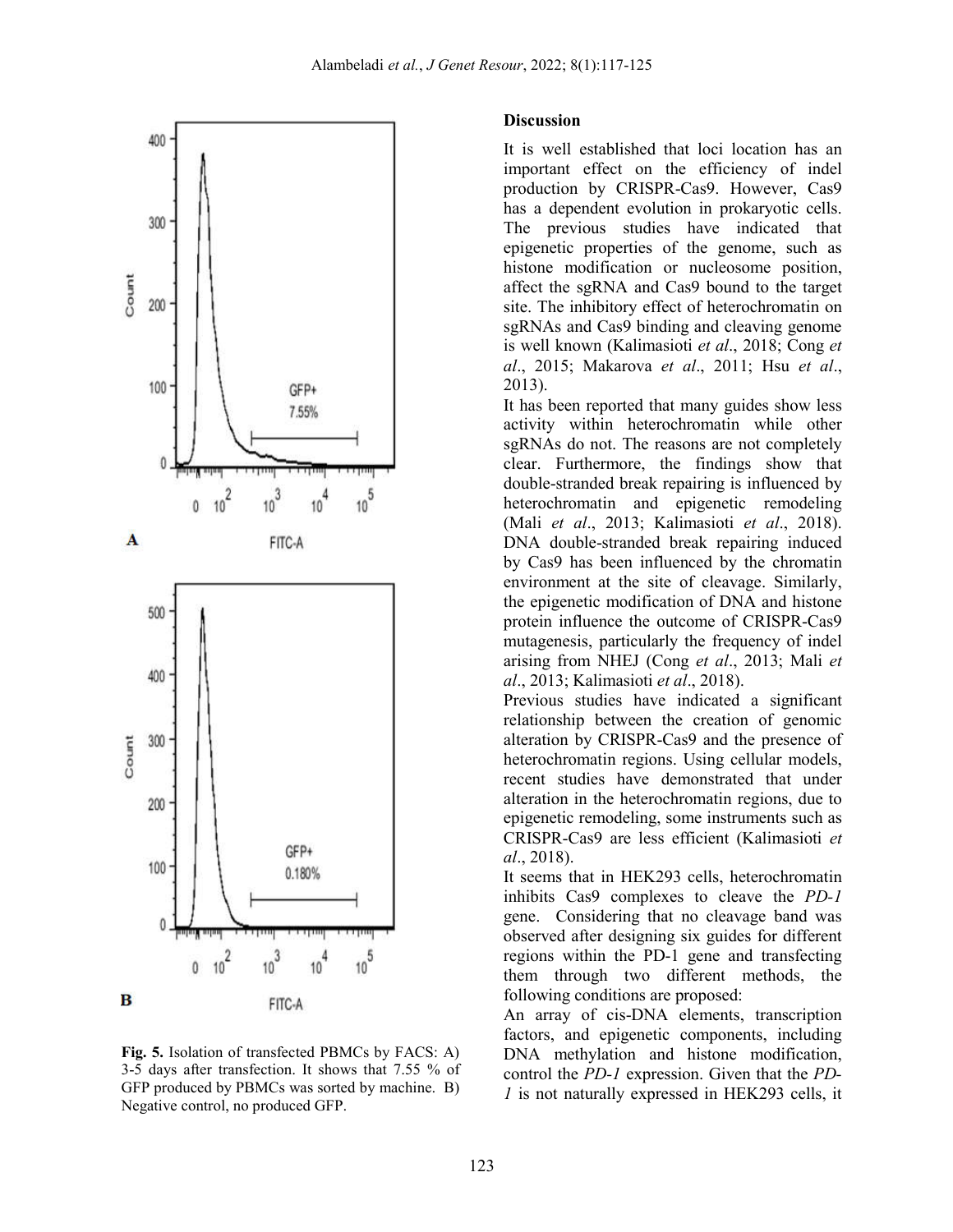Fig. 5. Isolation of transfected PBMCs by FACS: A) 3-5 days after transfection. It shows that 7.55 % of GFP produced by PBMCs was sorted by machine. B) Negative control, no produced GFP.

## Discussion

It is well established that loci location has an important effect on the efficiency of indel production by CRISPR-Cas9. However, Cas9 has a dependent evolution in prokaryotic cells. The previous studies have indicated that epigenetic properties of the genome, such as histone modification or nucleosome position, affect the sgRNA and Cas9 bound to the target site. The inhibitory effect of heterochromatin on sgRNAs and Cas9 binding and cleaving genome is well known (Kalimasioti *et al*., 2018; Cong *et al*., 2015; Makarova *et al*., 2011; Hsu *et al*., 2013).

It has been reported that many guides show less activity within heterochromatin while other sgRNAs do not. The reasons are not completely clear. Furthermore, the findings show that double-stranded break repairing is influenced by heterochromatin and epigenetic remodeling (Mali *et al*., 2013; Kalimasioti *et al*., 2018). DNA double-stranded break repairing induced by Cas9 has been influenced by the chromatin environment at the site of cleavage. Similarly, the epigenetic modification of DNA and histone protein influence the outcome of CRISPR-Cas9 mutagenesis, particularly the frequency of indel arising from NHEJ (Cong *et al*., 2013; Mali *et al*., 2013; Kalimasioti *et al*., 2018).

Previous studies have indicated a significant relationship between the creation of genomic alteration by CRISPR-Cas9 and the presence of heterochromatin regions. Using cellular models, recent studies have demonstrated that under alteration in the heterochromatin regions, due to epigenetic remodeling, some instruments such as CRISPR-Cas9 are less efficient (Kalimasioti *et al*., 2018).

It seems that in HEK293 cells, heterochromatin inhibits Cas9 complexes to cleave the *PD-1* gene. Considering that no cleavage band was observed after designing six guides for different regions within the PD-1 gene and transfecting them through two different methods, the following conditions are proposed:

An array of cis-DNA elements, transcription factors, and epigenetic components, including DNA methylation and histone modification, control the *PD-1* expression. Given that the *PD-1* is not naturally expressed in HEK293 cells, it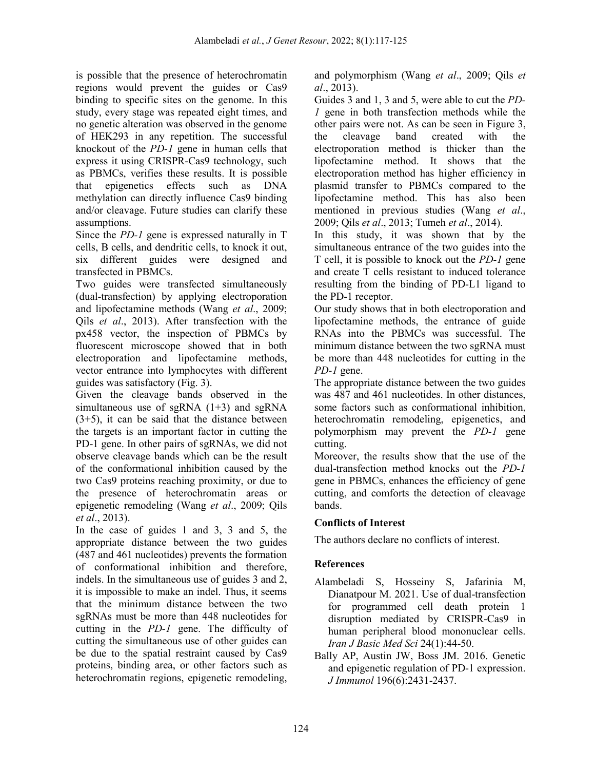is possible that the presence of heterochromatin regions would prevent the guides or Cas9 binding to specific sites on the genome. In this study, every stage was repeated eight times, and no genetic alteration was observed in the genome of HEK293 in any repetition. The successful knockout of the *PD-1* gene in human cells that express it using CRISPR-Cas9 technology, such as PBMCs, verifies these results. It is possible that epigenetics effects such as DNA methylation can directly influence Cas9 binding and/or cleavage. Future studies can clarify these assumptions.

Since the *PD-1* gene is expressed naturally in T cells, B cells, and dendritic cells, to knock it out, six different guides were designed and transfected in PBMCs.

Two guides were transfected simultaneously (dual-transfection) by applying electroporation and lipofectamine methods (Wang *et al*., 2009; Qils *et al*., 2013). After transfection with the px458 vector, the inspection of PBMCs by fluorescent microscope showed that in both electroporation and lipofectamine methods, vector entrance into lymphocytes with different guides was satisfactory (Fig. 3).

Given the cleavage bands observed in the simultaneous use of sgRNA (1+3) and sgRNA (3+5), it can be said that the distance between the targets is an important factor in cutting the PD-1 gene. In other pairs of sgRNAs, we did not observe cleavage bands which can be the result of the conformational inhibition caused by the two Cas9 proteins reaching proximity, or due to the presence of heterochromatin areas or epigenetic remodeling (Wang *et al*., 2009; Qils *et al*., 2013).

In the case of guides 1 and 3, 3 and 5, the appropriate distance between the two guides (487 and 461 nucleotides) prevents the formation of conformational inhibition and therefore, indels. In the simultaneous use of guides 3 and 2, it is impossible to make an indel. Thus, it seems that the minimum distance between the two sgRNAs must be more than 448 nucleotides for cutting in the *PD-1* gene. The difficulty of cutting the simultaneous use of other guides can be due to the spatial restraint caused by Cas9 proteins, binding area, or other factors such as heterochromatin regions, epigenetic remodeling, and polymorphism (Wang *et al*., 2009; Qils *et al*., 2013).

Guides 3 and 1, 3 and 5, were able to cut the *PD-1* gene in both transfection methods while the other pairs were not. As can be seen in Figure 3, the cleavage band created with the electroporation method is thicker than the lipofectamine method. It shows that the electroporation method has higher efficiency in plasmid transfer to PBMCs compared to the lipofectamine method. This has also been mentioned in previous studies (Wang *et al*., 2009; Qils *et al*., 2013; Tumeh *et al*., 2014).

In this study, it was shown that by the simultaneous entrance of the two guides into the T cell, it is possible to knock out the *PD-1* gene and create T cells resistant to induced tolerance resulting from the binding of PD-L1 ligand to the PD-1 receptor.

Our study shows that in both electroporation and lipofectamine methods, the entrance of guide RNAs into the PBMCs was successful. The minimum distance between the two sgRNA must be more than 448 nucleotides for cutting in the *PD-1* gene.

The appropriate distance between the two guides was 487 and 461 nucleotides. In other distances, some factors such as conformational inhibition, heterochromatin remodeling, epigenetics, and polymorphism may prevent the *PD-1* gene cutting.

Moreover, the results show that the use of the dual-transfection method knocks out the *PD-1* gene in PBMCs, enhances the efficiency of gene cutting, and comforts the detection of cleavage bands.

## Conflicts of Interest

The authors declare no conflicts of interest.

## References

Alambeladi S, Hosseiny S, Jafarinia M, Dianatpour M. 2021. Use of dual-transfection for programmed cell death protein 1 disruption mediated by CRISPR-Cas9 in human peripheral blood mononuclear cells. *Iran J Basic Med Sci* 24(1):44-50.

Bally AP, Austin JW, Boss JM. 2016. Genetic and epigenetic regulation of PD-1 expression. *J Immunol* 196(6):2431-2437.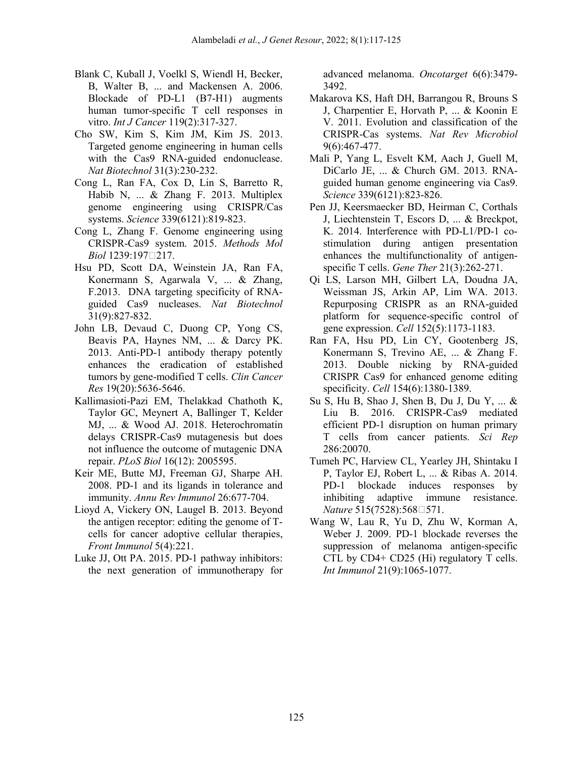Blank C, Kuball J, Voelkl S, Wiendl H, Becker, B, Walter B, ... and Mackensen A. 2006. Blockade of PD-L1 (B7-H1) augments human tumor-specific T cell responses in vitro. *Int J Cancer* 119(2):317-327.

Cho SW, Kim S, Kim JM, Kim JS. 2013. Targeted genome engineering in human cells with the Cas9 RNA-guided endonuclease. *Nat Biotechnol* 31(3):230-232.

Cong L, Ran FA, Cox D, Lin S, Barretto R, Habib N, ... & Zhang F. 2013. Multiplex genome engineering using CRISPR/Cas systems. *Science* 339(6121):819-823.

Cong L, Zhang F. Genome engineering using CRISPR-Cas9 system. 2015. *Methods Mol Biol* 1239:197□217.

Hsu PD, Scott DA, Weinstein JA, Ran FA, Konermann S, Agarwala V, ... & Zhang, F.2013. DNA targeting specificity of RNA-guided Cas9 nucleases. *Nat Biotechnol* 31(9):827-832.

John LB, Devaud C, Duong CP, Yong CS, Beavis PA, Haynes NM, ... & Darcy PK. 2013. Anti-PD-1 antibody therapy potently enhances the eradication of established tumors by gene-modified T cells. *Clin Cancer Res* 19(20):5636-5646.

Kallimasioti-Pazi EM, Thelakkad Chathoth K, Taylor GC, Meynert A, Ballinger T, Kelder MJ, ... & Wood AJ. 2018. Heterochromatin delays CRISPR-Cas9 mutagenesis but does not influence the outcome of mutagenic DNA repair. *PLoS Biol* 16(12): 2005595.

Keir ME, Butte MJ, Freeman GJ, Sharpe AH. 2008. PD-1 and its ligands in tolerance and immunity. *Annu Rev Immunol* 26:677-704.

Lioyd A, Vickery ON, Laugel B. 2013. Beyond the antigen receptor: editing the genome of T-cells for cancer adoptive cellular therapies, *Front Immunol* 5(4):221.

Luke JJ, Ott PA. 2015. PD-1 pathway inhibitors: the next generation of immunotherapy for advanced melanoma. *Oncotarget* 6(6):3479-3492.

Makarova KS, Haft DH, Barrangou R, Brouns S J, Charpentier E, Horvath P, ... & Koonin E V. 2011. Evolution and classification of the CRISPR-Cas systems. *Nat Rev Microbiol* 9(6):467-477.

Mali P, Yang L, Esvelt KM, Aach J, Guell M, DiCarlo JE, ... & Church GM. 2013. RNA-guided human genome engineering via Cas9. *Science* 339(6121):823-826.

Pen JJ, Keersmaecker BD, Heirman C, Corthals J, Liechtenstein T, Escors D, ... & Breckpot, K. 2014. Interference with PD-L1/PD-1 co-stimulation during antigen presentation enhances the multifunctionality of antigen-specific T cells. *Gene Ther* 21(3):262-271.

Qi LS, Larson MH, Gilbert LA, Doudna JA, Weissman JS, Arkin AP, Lim WA. 2013. Repurposing CRISPR as an RNA-guided platform for sequence-specific control of gene expression. *Cell* 152(5):1173-1183.

Ran FA, Hsu PD, Lin CY, Gootenberg JS, Konermann S, Trevino AE, ... & Zhang F. 2013. Double nicking by RNA-guided CRISPR Cas9 for enhanced genome editing specificity. *Cell* 154(6):1380-1389.

Su S, Hu B, Shao J, Shen B, Du J, Du Y, ... & Liu B. 2016. CRISPR-Cas9 mediated efficient PD-1 disruption on human primary T cells from cancer patients. *Sci Rep* 286:20070.

Tumeh PC, Harview CL, Yearley JH, Shintaku I P, Taylor EJ, Robert L, ... & Ribas A. 2014. PD-1 blockade induces responses by inhibiting adaptive immune resistance. *Nature* 515(7528):568□571.

Wang W, Lau R, Yu D, Zhu W, Korman A, Weber J. 2009. PD-1 blockade reverses the suppression of melanoma antigen-specific CTL by CD4+ CD25 (Hi) regulatory T cells. *Int Immunol* 21(9):1065-1077.